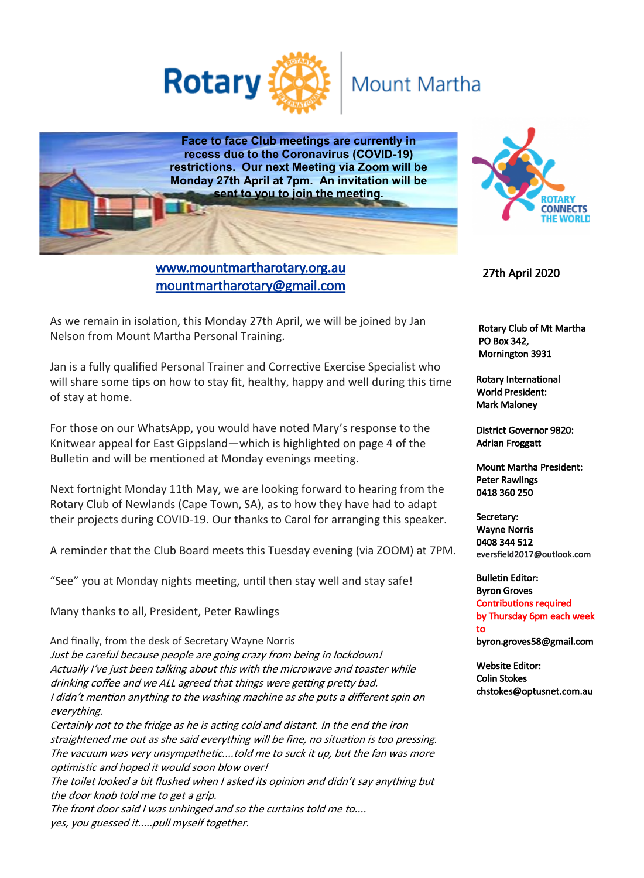# Rotary Mount Martha

**Face to face Club meetings are currently in recess due to the Coronavirus (COVID-19) restrictions. Our next Meeting via Zoom will be Monday 27th April at 7pm. An invitation will be sent to you to join the meeting.**

ROTARY CONNECTS THE WORLD

www.mountmartharotary.org.au
mountmartharotary@gmail.com

27th April 2020

As we remain in isolation, this Monday 27th April, we will be joined by Jan Nelson from Mount Martha Personal Training.

Jan is a fully qualified Personal Trainer and Corrective Exercise Specialist who will share some tips on how to stay fit, healthy, happy and well during this time of stay at home.

For those on our WhatsApp, you would have noted Mary's response to the Knitwear appeal for East Gippsland—which is highlighted on page 4 of the Bulletin and will be mentioned at Monday evenings meeting.

Next fortnight Monday 11th May, we are looking forward to hearing from the Rotary Club of Newlands (Cape Town, SA), as to how they have had to adapt their projects during COVID-19. Our thanks to Carol for arranging this speaker.

A reminder that the Club Board meets this Tuesday evening (via ZOOM) at 7PM.

"See" you at Monday nights meeting, until then stay well and stay safe!

Many thanks to all, President, Peter Rawlings

And finally, from the desk of Secretary Wayne Norris
*Just be careful because people are going crazy from being in lockdown!*
*Actually I've just been talking about this with the microwave and toaster while drinking coffee and we ALL agreed that things were getting pretty bad.*
*I didn't mention anything to the washing machine as she puts a different spin on everything.*
*Certainly not to the fridge as he is acting cold and distant. In the end the iron straightened me out as she said everything will be fine, no situation is too pressing.*
*The vacuum was very unsympathetic….told me to suck it up, but the fan was more optimistic and hoped it would soon blow over!*
*The toilet looked a bit flushed when I asked its opinion and didn't say anything but the door knob told me to get a grip.*
*The front door said I was unhinged and so the curtains told me to....*
*yes, you guessed it.....pull myself together.*

**Rotary Club of Mt Martha**
**PO Box 342,**
**Mornington 3931**

**Rotary International World President:**
**Mark Maloney**

**District Governor 9820:**
**Adrian Froggatt**

**Mount Martha President:**
**Peter Rawlings**
**0418 360 250**

**Secretary:**
**Wayne Norris**
**0408 344 512**
**eversfield2017@outlook.com**

**Bulletin Editor:**
**Byron Groves**
**Contributions required by Thursday 6pm each week to**
**byron.groves58@gmail.com**

**Website Editor:**
**Colin Stokes**
**chstokes@optusnet.com.au**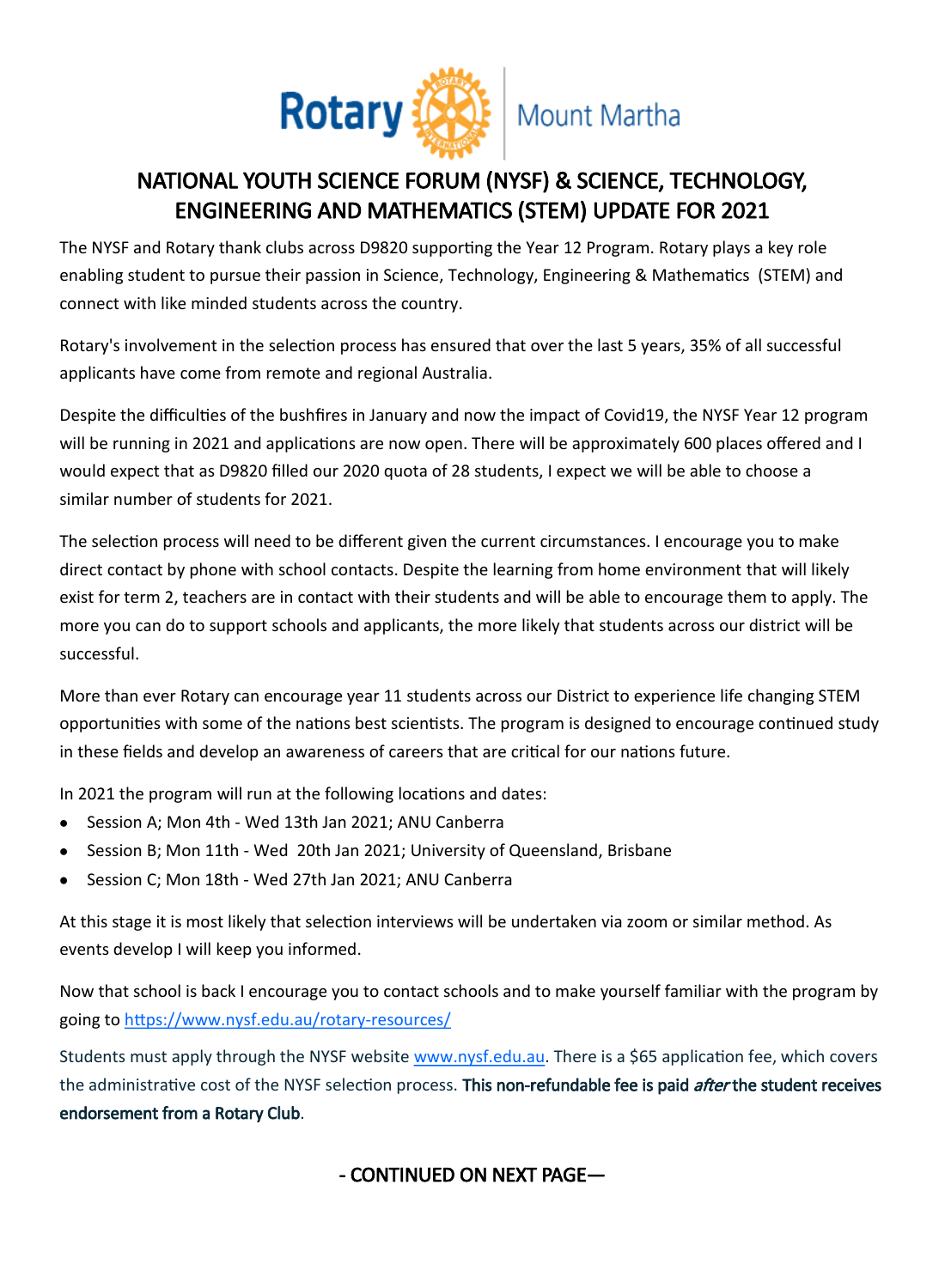Rotary Mount Martha

# NATIONAL YOUTH SCIENCE FORUM (NYSF) & SCIENCE, TECHNOLOGY, ENGINEERING AND MATHEMATICS (STEM) UPDATE FOR 2021

The NYSF and Rotary thank clubs across D9820 supporting the Year 12 Program. Rotary plays a key role enabling student to pursue their passion in Science, Technology, Engineering & Mathematics (STEM) and connect with like minded students across the country.

Rotary's involvement in the selection process has ensured that over the last 5 years, 35% of all successful applicants have come from remote and regional Australia.

Despite the difficulties of the bushfires in January and now the impact of Covid19, the NYSF Year 12 program will be running in 2021 and applications are now open. There will be approximately 600 places offered and I would expect that as D9820 filled our 2020 quota of 28 students, I expect we will be able to choose a similar number of students for 2021.

The selection process will need to be different given the current circumstances. I encourage you to make direct contact by phone with school contacts. Despite the learning from home environment that will likely exist for term 2, teachers are in contact with their students and will be able to encourage them to apply. The more you can do to support schools and applicants, the more likely that students across our district will be successful.

More than ever Rotary can encourage year 11 students across our District to experience life changing STEM opportunities with some of the nations best scientists. The program is designed to encourage continued study in these fields and develop an awareness of careers that are critical for our nations future.

In 2021 the program will run at the following locations and dates:

- Session A; Mon 4th - Wed 13th Jan 2021; ANU Canberra
- Session B; Mon 11th - Wed 20th Jan 2021; University of Queensland, Brisbane
- Session C; Mon 18th - Wed 27th Jan 2021; ANU Canberra

At this stage it is most likely that selection interviews will be undertaken via zoom or similar method. As events develop I will keep you informed.

Now that school is back I encourage you to contact schools and to make yourself familiar with the program by going to https://www.nysf.edu.au/rotary-resources/

Students must apply through the NYSF website www.nysf.edu.au. There is a $65 application fee, which covers the administrative cost of the NYSF selection process. **This non-refundable fee is paid *after* the student receives endorsement from a Rotary Club**.

- CONTINUED ON NEXT PAGE—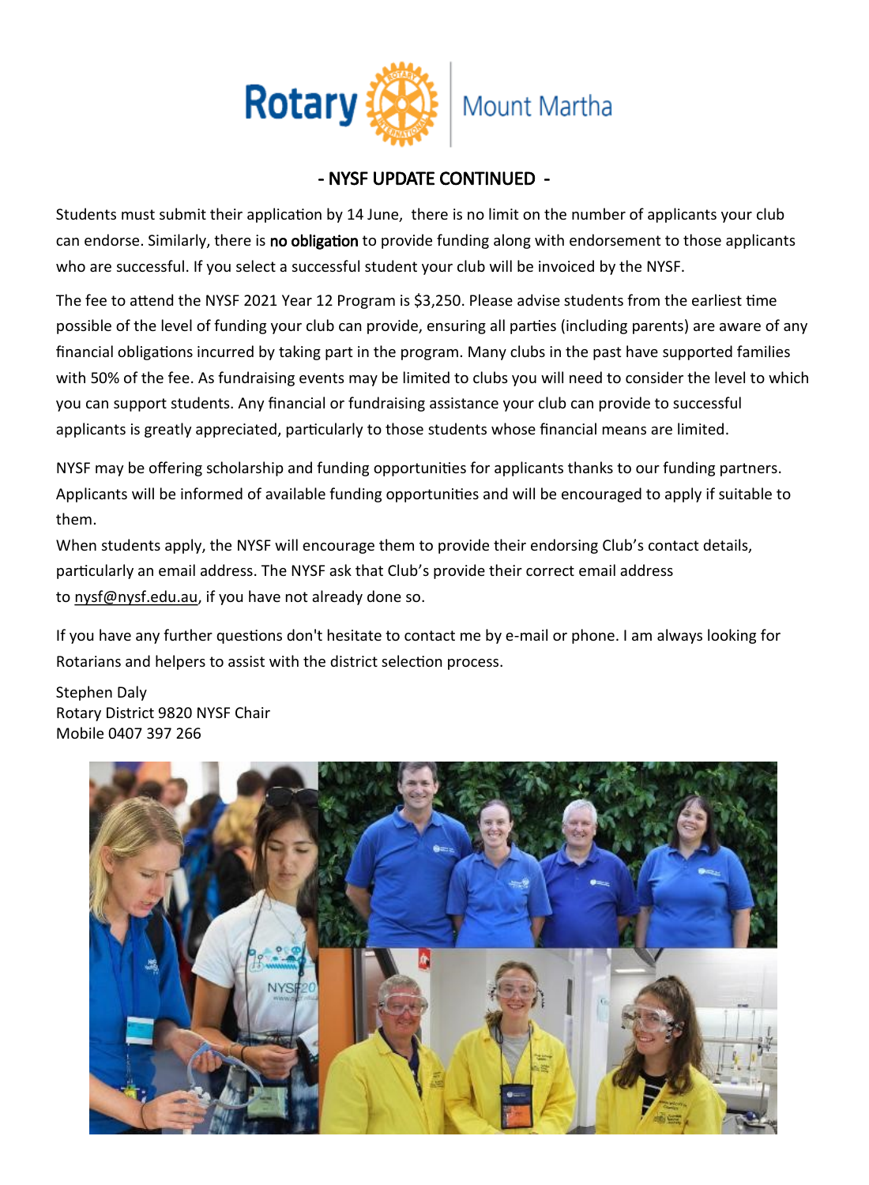## - NYSF UPDATE CONTINUED -

Students must submit their application by 14 June, there is no limit on the number of applicants your club can endorse. Similarly, there is **no obligation** to provide funding along with endorsement to those applicants who are successful. If you select a successful student your club will be invoiced by the NYSF.

The fee to attend the NYSF 2021 Year 12 Program is $3,250. Please advise students from the earliest time possible of the level of funding your club can provide, ensuring all parties (including parents) are aware of any financial obligations incurred by taking part in the program. Many clubs in the past have supported families with 50% of the fee. As fundraising events may be limited to clubs you will need to consider the level to which you can support students. Any financial or fundraising assistance your club can provide to successful applicants is greatly appreciated, particularly to those students whose financial means are limited.

NYSF may be offering scholarship and funding opportunities for applicants thanks to our funding partners. Applicants will be informed of available funding opportunities and will be encouraged to apply if suitable to them.

When students apply, the NYSF will encourage them to provide their endorsing Club's contact details, particularly an email address. The NYSF ask that Club's provide their correct email address to nysf@nysf.edu.au, if you have not already done so.

If you have any further questions don't hesitate to contact me by e-mail or phone. I am always looking for Rotarians and helpers to assist with the district selection process.

Stephen Daly
Rotary District 9820 NYSF Chair
Mobile 0407 397 266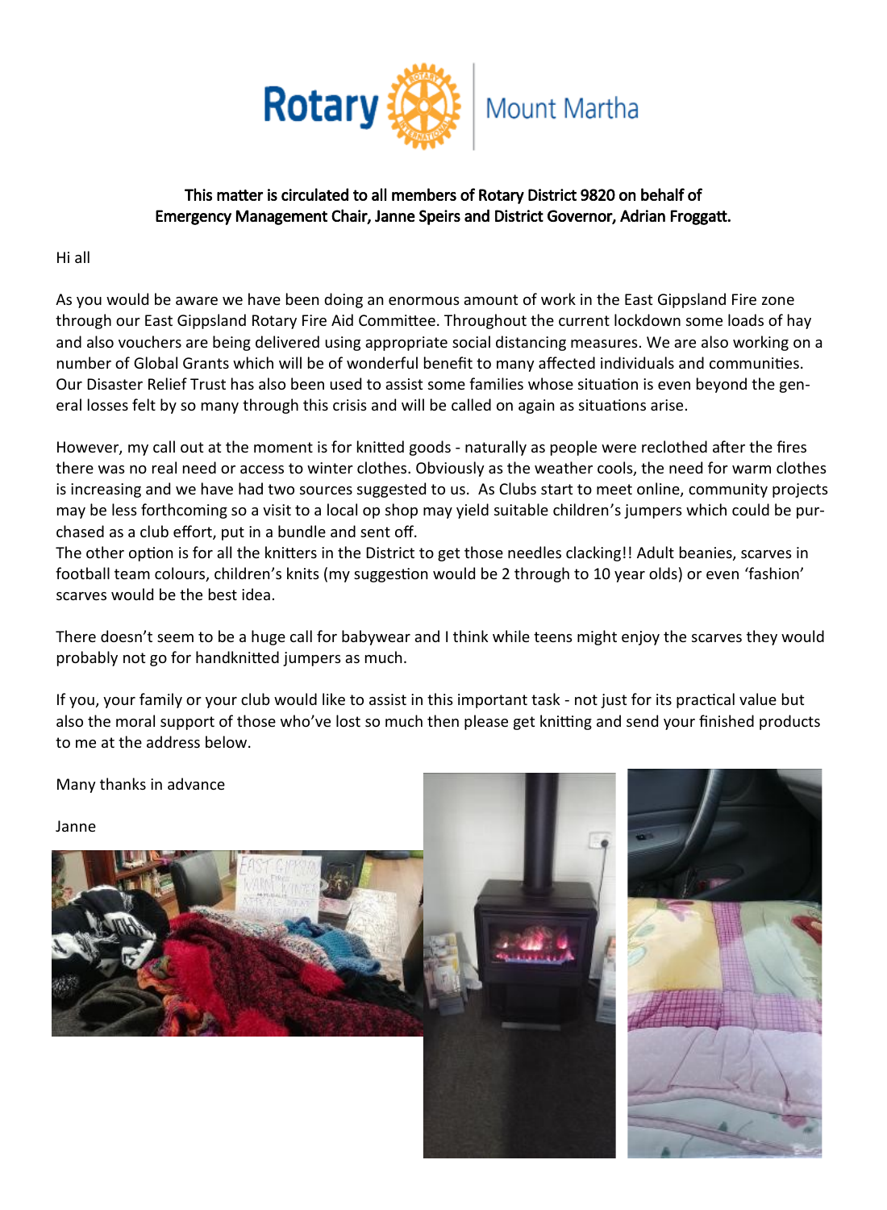Rotary Mount Martha

**This matter is circulated to all members of Rotary District 9820 on behalf of Emergency Management Chair, Janne Speirs and District Governor, Adrian Froggatt.**

Hi all

As you would be aware we have been doing an enormous amount of work in the East Gippsland Fire zone through our East Gippsland Rotary Fire Aid Committee. Throughout the current lockdown some loads of hay and also vouchers are being delivered using appropriate social distancing measures. We are also working on a number of Global Grants which will be of wonderful benefit to many affected individuals and communities. Our Disaster Relief Trust has also been used to assist some families whose situation is even beyond the general losses felt by so many through this crisis and will be called on again as situations arise.

However, my call out at the moment is for knitted goods - naturally as people were reclothed after the fires there was no real need or access to winter clothes. Obviously as the weather cools, the need for warm clothes is increasing and we have had two sources suggested to us. As Clubs start to meet online, community projects may be less forthcoming so a visit to a local op shop may yield suitable children's jumpers which could be purchased as a club effort, put in a bundle and sent off.
The other option is for all the knitters in the District to get those needles clacking!! Adult beanies, scarves in football team colours, children's knits (my suggestion would be 2 through to 10 year olds) or even 'fashion' scarves would be the best idea.

There doesn't seem to be a huge call for babywear and I think while teens might enjoy the scarves they would probably not go for handknitted jumpers as much.

If you, your family or your club would like to assist in this important task - not just for its practical value but also the moral support of those who've lost so much then please get knitting and send your finished products to me at the address below.

Many thanks in advance

Janne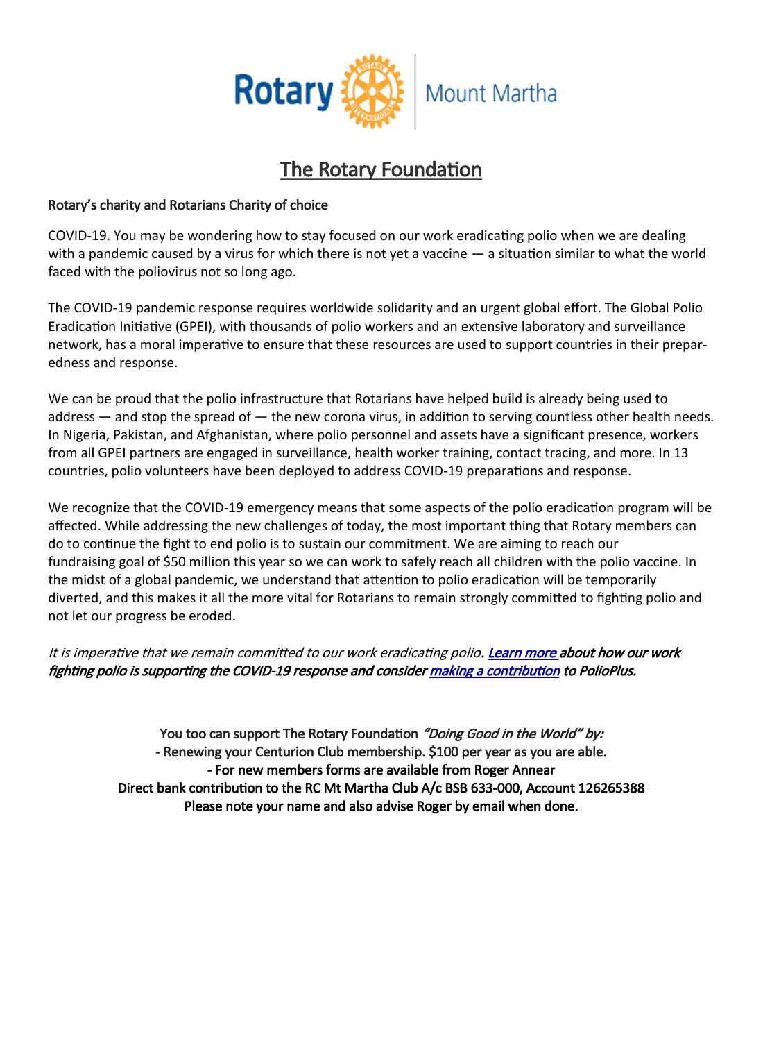Rotary | Mount Martha

# The Rotary Foundation

Rotary's charity and Rotarians Charity of choice

COVID-19. You may be wondering how to stay focused on our work eradicating polio when we are dealing with a pandemic caused by a virus for which there is not yet a vaccine — a situation similar to what the world faced with the poliovirus not so long ago.

The COVID-19 pandemic response requires worldwide solidarity and an urgent global effort. The Global Polio Eradication Initiative (GPEI), with thousands of polio workers and an extensive laboratory and surveillance network, has a moral imperative to ensure that these resources are used to support countries in their preparedness and response.

We can be proud that the polio infrastructure that Rotarians have helped build is already being used to address — and stop the spread of — the new corona virus, in addition to serving countless other health needs. In Nigeria, Pakistan, and Afghanistan, where polio personnel and assets have a significant presence, workers from all GPEI partners are engaged in surveillance, health worker training, contact tracing, and more. In 13 countries, polio volunteers have been deployed to address COVID-19 preparations and response.

We recognize that the COVID-19 emergency means that some aspects of the polio eradication program will be affected. While addressing the new challenges of today, the most important thing that Rotary members can do to continue the fight to end polio is to sustain our commitment. We are aiming to reach our fundraising goal of $50 million this year so we can work to safely reach all children with the polio vaccine. In the midst of a global pandemic, we understand that attention to polio eradication will be temporarily diverted, and this makes it all the more vital for Rotarians to remain strongly committed to fighting polio and not let our progress be eroded.

*It is imperative that we remain committed to our work eradicating polio.* ***Learn more about how our work fighting polio is supporting the COVID-19 response and consider making a contribution to PolioPlus.***

You too can support The Rotary Foundation *"Doing Good in the World" by:*
- Renewing your Centurion Club membership. $100 per year as you are able.
- For new members forms are available from Roger Annear

Direct bank contribution to the RC Mt Martha Club A/c BSB 633-000, Account 126265388
Please note your name and also advise Roger by email when done.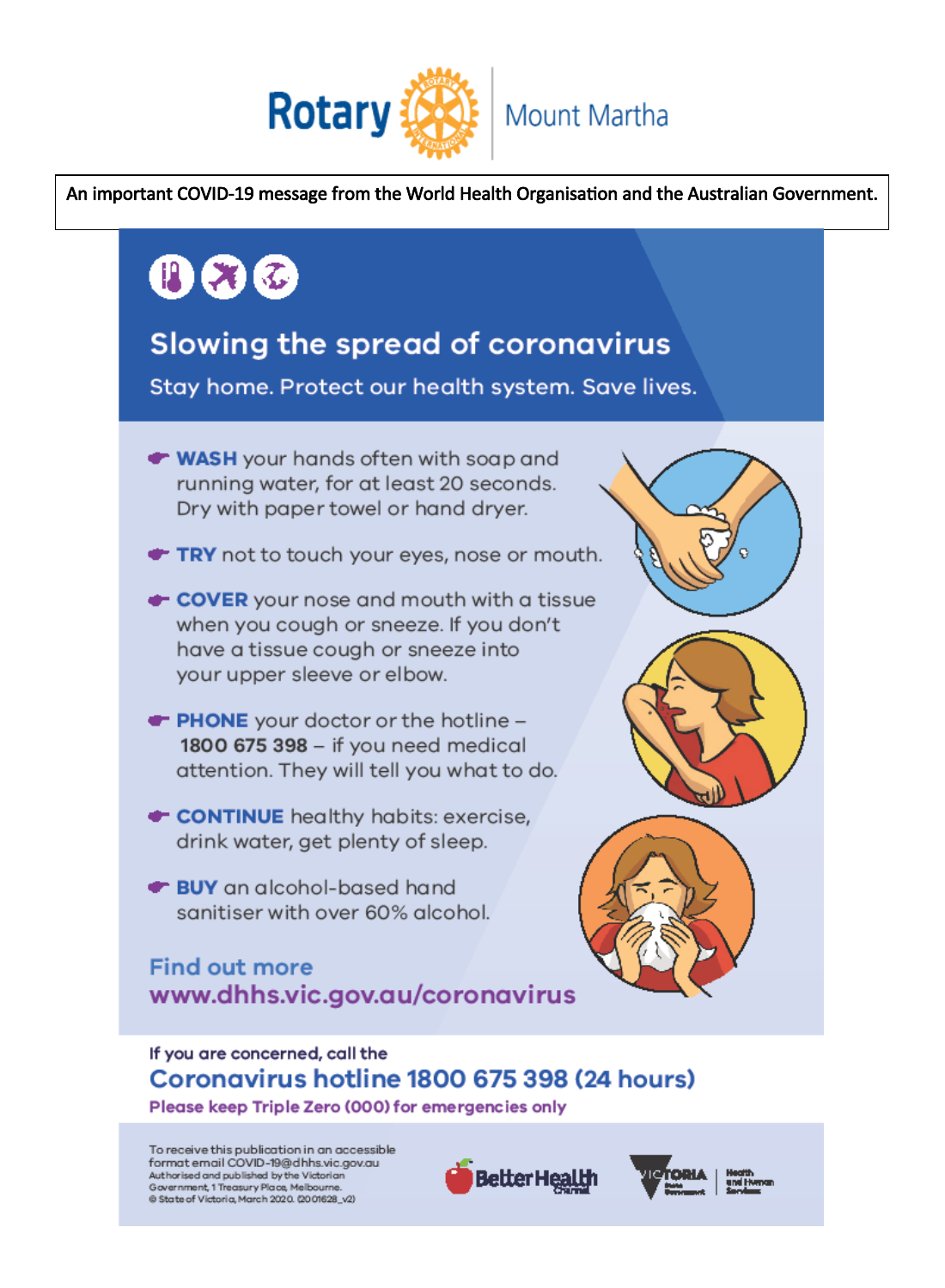Rotary Mount Martha

An important COVID-19 message from the World Health Organisation and the Australian Government.

# Slowing the spread of coronavirus

Stay home. Protect our health system. Save lives.

- **WASH** your hands often with soap and running water, for at least 20 seconds. Dry with paper towel or hand dryer.
- **TRY** not to touch your eyes, nose or mouth.
- **COVER** your nose and mouth with a tissue when you cough or sneeze. If you don't have a tissue cough or sneeze into your upper sleeve or elbow.
- **PHONE** your doctor or the hotline – **1800 675 398** – if you need medical attention. They will tell you what to do.
- **CONTINUE** healthy habits: exercise, drink water, get plenty of sleep.
- **BUY** an alcohol-based hand sanitiser with over 60% alcohol.

## Find out more
**www.dhhs.vic.gov.au/coronavirus**

If you are concerned, call the

## Coronavirus hotline 1800 675 398 (24 hours)

**Please keep Triple Zero (000) for emergencies only**

To receive this publication in an accessible format email COVID-19@dhhs.vic.gov.au
Authorised and published by the Victorian Government, 1 Treasury Place, Melbourne.
© State of Victoria, March 2020. (2001628_v2)

Better Health Channel

Victoria State Government | Health and Human Services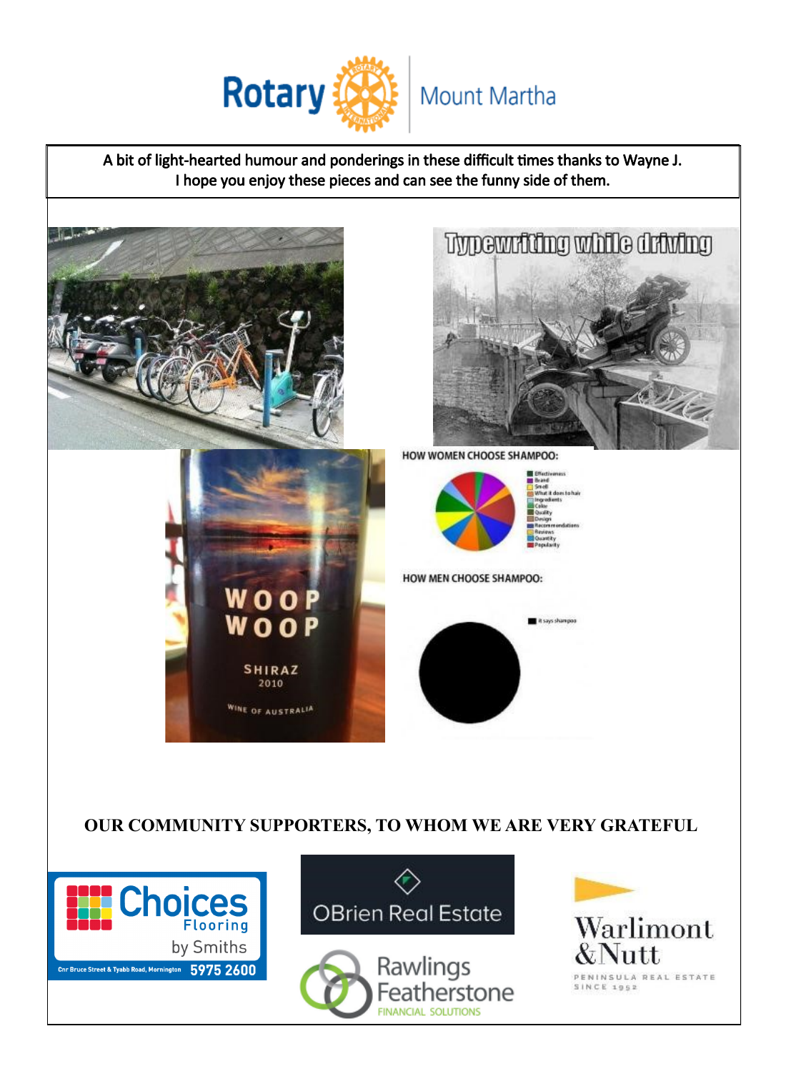Rotary Mount Martha

A bit of light-hearted humour and ponderings in these difficult times thanks to Wayne J.
I hope you enjoy these pieces and can see the funny side of them.

Typewriting while driving

WOOP WOOP
SHIRAZ
2010
WINE OF AUSTRALIA

HOW WOMEN CHOOSE SHAMPOO:

Effectiveness
Brand
Smell
What it does to hair
Ingredients
Color
Quality
Design
Recommendations
Reviews
Quantity
Popularity

HOW MEN CHOOSE SHAMPOO:

It says shampoo

**OUR COMMUNITY SUPPORTERS, TO WHOM WE ARE VERY GRATEFUL**

Choices Flooring by Smiths
Cnr Bruce Street & Tyabb Road, Mornington 5975 2600

OBrien Real Estate

Rawlings Featherstone
FINANCIAL SOLUTIONS

Warlimont & Nutt
PENINSULA REAL ESTATE
SINCE 1952